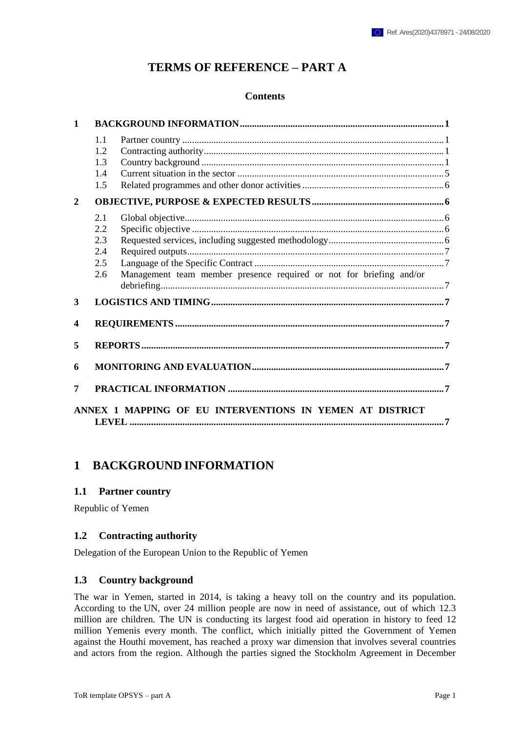# TERMS OF REFERENCE – PART A

## Contents

1 BACKGROUND INFORMATION ..... 1
- 1.1 Partner country ..... 1
- 1.2 Contracting authority ..... 1
- 1.3 Country background ..... 1
- 1.4 Current situation in the sector ..... 5
- 1.5 Related programmes and other donor activities ..... 6

2 OBJECTIVE, PURPOSE & EXPECTED RESULTS ..... 6
- 2.1 Global objective ..... 6
- 2.2 Specific objective ..... 6
- 2.3 Requested services, including suggested methodology ..... 6
- 2.4 Required outputs ..... 7
- 2.5 Language of the Specific Contract ..... 7
- 2.6 Management team member presence required or not for briefing and/or debriefing ..... 7

3 LOGISTICS AND TIMING ..... 7

4 REQUIREMENTS ..... 7

5 REPORTS ..... 7

6 MONITORING AND EVALUATION ..... 7

7 PRACTICAL INFORMATION ..... 7

ANNEX 1 MAPPING OF EU INTERVENTIONS IN YEMEN AT DISTRICT LEVEL ..... 7

# 1 BACKGROUND INFORMATION

## 1.1 Partner country

Republic of Yemen

## 1.2 Contracting authority

Delegation of the European Union to the Republic of Yemen

## 1.3 Country background

The war in Yemen, started in 2014, is taking a heavy toll on the country and its population. According to the UN, over 24 million people are now in need of assistance, out of which 12.3 million are children. The UN is conducting its largest food aid operation in history to feed 12 million Yemenis every month. The conflict, which initially pitted the Government of Yemen against the Houthi movement, has reached a proxy war dimension that involves several countries and actors from the region. Although the parties signed the Stockholm Agreement in December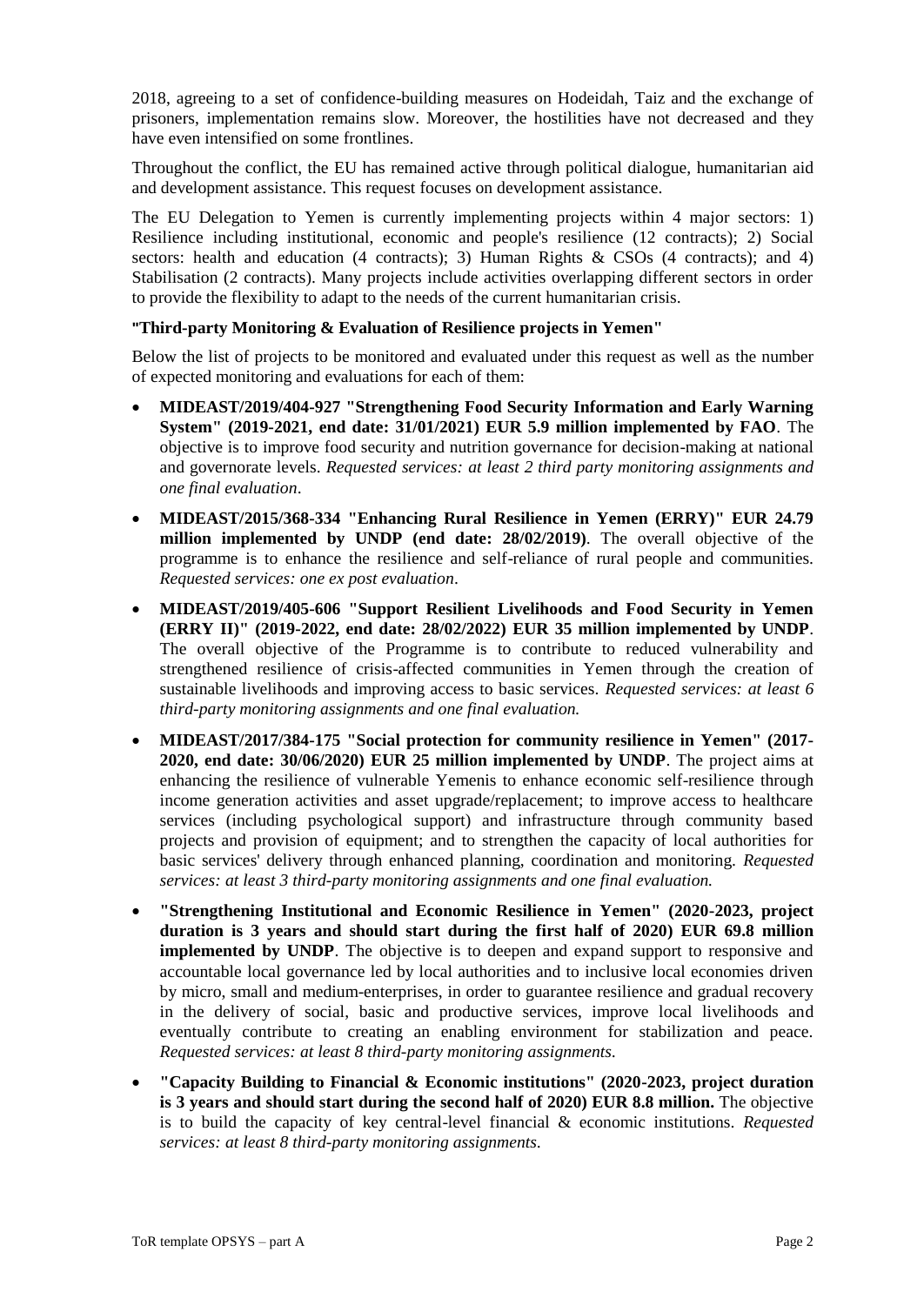2018, agreeing to a set of confidence-building measures on Hodeidah, Taiz and the exchange of prisoners, implementation remains slow. Moreover, the hostilities have not decreased and they have even intensified on some frontlines.

Throughout the conflict, the EU has remained active through political dialogue, humanitarian aid and development assistance. This request focuses on development assistance.

The EU Delegation to Yemen is currently implementing projects within 4 major sectors: 1) Resilience including institutional, economic and people's resilience (12 contracts); 2) Social sectors: health and education (4 contracts); 3) Human Rights & CSOs (4 contracts); and 4) Stabilisation (2 contracts). Many projects include activities overlapping different sectors in order to provide the flexibility to adapt to the needs of the current humanitarian crisis.

**"Third-party Monitoring & Evaluation of Resilience projects in Yemen"**

Below the list of projects to be monitored and evaluated under this request as well as the number of expected monitoring and evaluations for each of them:

- **MIDEAST/2019/404-927 "Strengthening Food Security Information and Early Warning System" (2019-2021, end date: 31/01/2021) EUR 5.9 million implemented by FAO**. The objective is to improve food security and nutrition governance for decision-making at national and governorate levels. *Requested services: at least 2 third party monitoring assignments and one final evaluation*.
- **MIDEAST/2015/368-334 "Enhancing Rural Resilience in Yemen (ERRY)" EUR 24.79 million implemented by UNDP (end date: 28/02/2019)**. The overall objective of the programme is to enhance the resilience and self-reliance of rural people and communities. *Requested services: one ex post evaluation*.
- **MIDEAST/2019/405-606 "Support Resilient Livelihoods and Food Security in Yemen (ERRY II)" (2019-2022, end date: 28/02/2022) EUR 35 million implemented by UNDP**. The overall objective of the Programme is to contribute to reduced vulnerability and strengthened resilience of crisis-affected communities in Yemen through the creation of sustainable livelihoods and improving access to basic services. *Requested services: at least 6 third-party monitoring assignments and one final evaluation.*
- **MIDEAST/2017/384-175 "Social protection for community resilience in Yemen" (2017-2020, end date: 30/06/2020) EUR 25 million implemented by UNDP**. The project aims at enhancing the resilience of vulnerable Yemenis to enhance economic self-resilience through income generation activities and asset upgrade/replacement; to improve access to healthcare services (including psychological support) and infrastructure through community based projects and provision of equipment; and to strengthen the capacity of local authorities for basic services' delivery through enhanced planning, coordination and monitoring. *Requested services: at least 3 third-party monitoring assignments and one final evaluation.*
- **"Strengthening Institutional and Economic Resilience in Yemen" (2020-2023, project duration is 3 years and should start during the first half of 2020) EUR 69.8 million implemented by UNDP**. The objective is to deepen and expand support to responsive and accountable local governance led by local authorities and to inclusive local economies driven by micro, small and medium-enterprises, in order to guarantee resilience and gradual recovery in the delivery of social, basic and productive services, improve local livelihoods and eventually contribute to creating an enabling environment for stabilization and peace. *Requested services: at least 8 third-party monitoring assignments.*
- **"Capacity Building to Financial & Economic institutions" (2020-2023, project duration is 3 years and should start during the second half of 2020) EUR 8.8 million.** The objective is to build the capacity of key central-level financial & economic institutions. *Requested services: at least 8 third-party monitoring assignments.*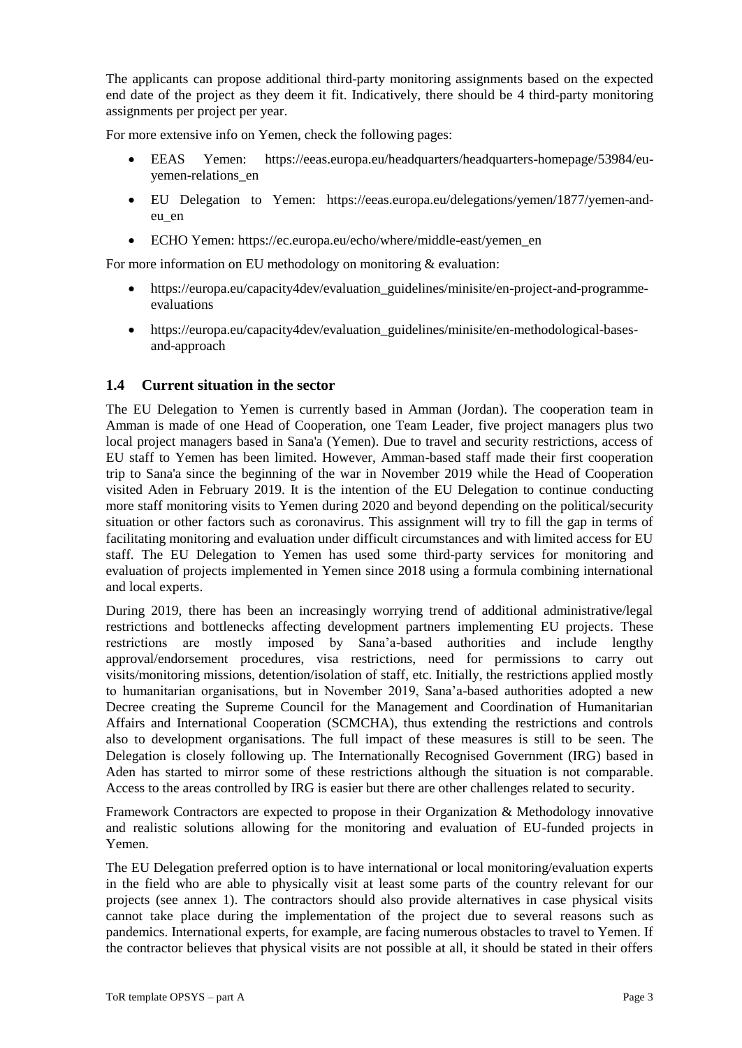The applicants can propose additional third-party monitoring assignments based on the expected end date of the project as they deem it fit. Indicatively, there should be 4 third-party monitoring assignments per project per year.

For more extensive info on Yemen, check the following pages:

- EEAS Yemen: https://eeas.europa.eu/headquarters/headquarters-homepage/53984/eu-yemen-relations_en
- EU Delegation to Yemen: https://eeas.europa.eu/delegations/yemen/1877/yemen-and-eu_en
- ECHO Yemen: https://ec.europa.eu/echo/where/middle-east/yemen_en

For more information on EU methodology on monitoring & evaluation:

- https://europa.eu/capacity4dev/evaluation_guidelines/minisite/en-project-and-programme-evaluations
- https://europa.eu/capacity4dev/evaluation_guidelines/minisite/en-methodological-bases-and-approach

### 1.4 Current situation in the sector

The EU Delegation to Yemen is currently based in Amman (Jordan). The cooperation team in Amman is made of one Head of Cooperation, one Team Leader, five project managers plus two local project managers based in Sana'a (Yemen). Due to travel and security restrictions, access of EU staff to Yemen has been limited. However, Amman-based staff made their first cooperation trip to Sana'a since the beginning of the war in November 2019 while the Head of Cooperation visited Aden in February 2019. It is the intention of the EU Delegation to continue conducting more staff monitoring visits to Yemen during 2020 and beyond depending on the political/security situation or other factors such as coronavirus. This assignment will try to fill the gap in terms of facilitating monitoring and evaluation under difficult circumstances and with limited access for EU staff. The EU Delegation to Yemen has used some third-party services for monitoring and evaluation of projects implemented in Yemen since 2018 using a formula combining international and local experts.

During 2019, there has been an increasingly worrying trend of additional administrative/legal restrictions and bottlenecks affecting development partners implementing EU projects. These restrictions are mostly imposed by Sana'a-based authorities and include lengthy approval/endorsement procedures, visa restrictions, need for permissions to carry out visits/monitoring missions, detention/isolation of staff, etc. Initially, the restrictions applied mostly to humanitarian organisations, but in November 2019, Sana'a-based authorities adopted a new Decree creating the Supreme Council for the Management and Coordination of Humanitarian Affairs and International Cooperation (SCMCHA), thus extending the restrictions and controls also to development organisations. The full impact of these measures is still to be seen. The Delegation is closely following up. The Internationally Recognised Government (IRG) based in Aden has started to mirror some of these restrictions although the situation is not comparable. Access to the areas controlled by IRG is easier but there are other challenges related to security.

Framework Contractors are expected to propose in their Organization & Methodology innovative and realistic solutions allowing for the monitoring and evaluation of EU-funded projects in Yemen.

The EU Delegation preferred option is to have international or local monitoring/evaluation experts in the field who are able to physically visit at least some parts of the country relevant for our projects (see annex 1). The contractors should also provide alternatives in case physical visits cannot take place during the implementation of the project due to several reasons such as pandemics. International experts, for example, are facing numerous obstacles to travel to Yemen. If the contractor believes that physical visits are not possible at all, it should be stated in their offers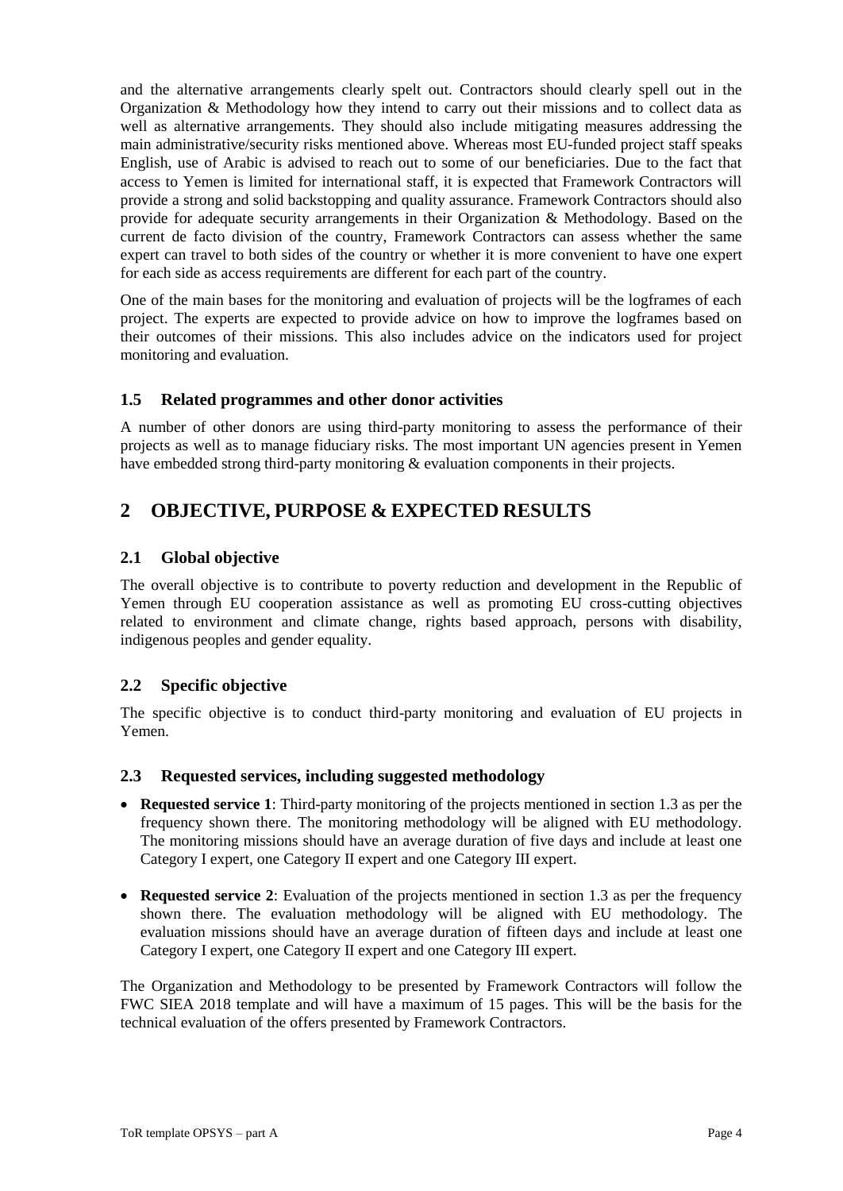and the alternative arrangements clearly spelt out. Contractors should clearly spell out in the Organization & Methodology how they intend to carry out their missions and to collect data as well as alternative arrangements. They should also include mitigating measures addressing the main administrative/security risks mentioned above. Whereas most EU-funded project staff speaks English, use of Arabic is advised to reach out to some of our beneficiaries. Due to the fact that access to Yemen is limited for international staff, it is expected that Framework Contractors will provide a strong and solid backstopping and quality assurance. Framework Contractors should also provide for adequate security arrangements in their Organization & Methodology. Based on the current de facto division of the country, Framework Contractors can assess whether the same expert can travel to both sides of the country or whether it is more convenient to have one expert for each side as access requirements are different for each part of the country.

One of the main bases for the monitoring and evaluation of projects will be the logframes of each project. The experts are expected to provide advice on how to improve the logframes based on their outcomes of their missions. This also includes advice on the indicators used for project monitoring and evaluation.

### 1.5 Related programmes and other donor activities

A number of other donors are using third-party monitoring to assess the performance of their projects as well as to manage fiduciary risks. The most important UN agencies present in Yemen have embedded strong third-party monitoring & evaluation components in their projects.

## 2 OBJECTIVE, PURPOSE & EXPECTED RESULTS

### 2.1 Global objective

The overall objective is to contribute to poverty reduction and development in the Republic of Yemen through EU cooperation assistance as well as promoting EU cross-cutting objectives related to environment and climate change, rights based approach, persons with disability, indigenous peoples and gender equality.

### 2.2 Specific objective

The specific objective is to conduct third-party monitoring and evaluation of EU projects in Yemen.

### 2.3 Requested services, including suggested methodology

- **Requested service 1**: Third-party monitoring of the projects mentioned in section 1.3 as per the frequency shown there. The monitoring methodology will be aligned with EU methodology. The monitoring missions should have an average duration of five days and include at least one Category I expert, one Category II expert and one Category III expert.

- **Requested service 2**: Evaluation of the projects mentioned in section 1.3 as per the frequency shown there. The evaluation methodology will be aligned with EU methodology. The evaluation missions should have an average duration of fifteen days and include at least one Category I expert, one Category II expert and one Category III expert.

The Organization and Methodology to be presented by Framework Contractors will follow the FWC SIEA 2018 template and will have a maximum of 15 pages. This will be the basis for the technical evaluation of the offers presented by Framework Contractors.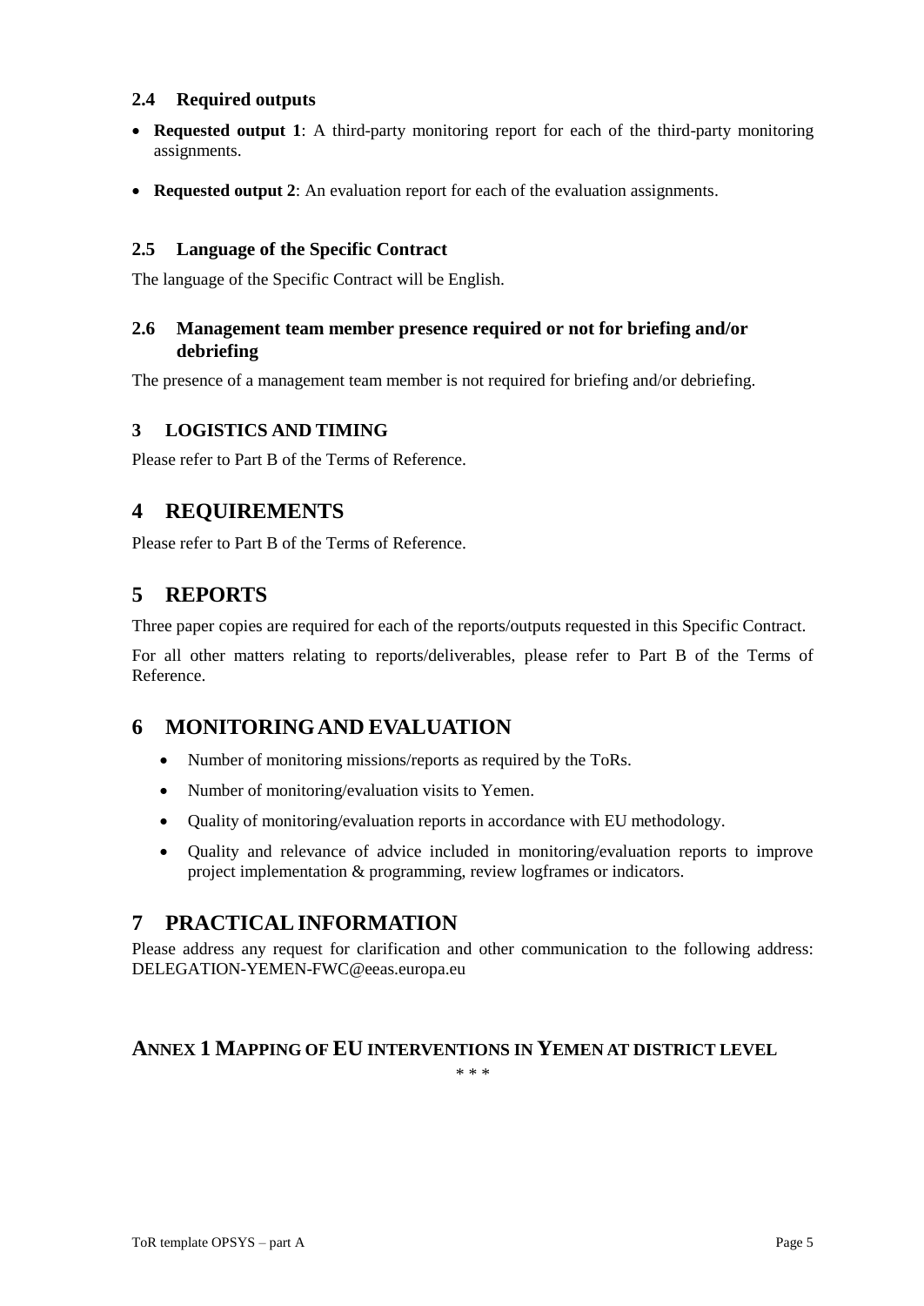### 2.4 Required outputs

- **Requested output 1**: A third-party monitoring report for each of the third-party monitoring assignments.
- **Requested output 2**: An evaluation report for each of the evaluation assignments.

### 2.5 Language of the Specific Contract

The language of the Specific Contract will be English.

### 2.6 Management team member presence required or not for briefing and/or debriefing

The presence of a management team member is not required for briefing and/or debriefing.

### 3 LOGISTICS AND TIMING

Please refer to Part B of the Terms of Reference.

## 4 REQUIREMENTS

Please refer to Part B of the Terms of Reference.

## 5 REPORTS

Three paper copies are required for each of the reports/outputs requested in this Specific Contract.

For all other matters relating to reports/deliverables, please refer to Part B of the Terms of Reference.

## 6 MONITORING AND EVALUATION

- Number of monitoring missions/reports as required by the ToRs.
- Number of monitoring/evaluation visits to Yemen.
- Quality of monitoring/evaluation reports in accordance with EU methodology.
- Quality and relevance of advice included in monitoring/evaluation reports to improve project implementation & programming, review logframes or indicators.

## 7 PRACTICAL INFORMATION

Please address any request for clarification and other communication to the following address: DELEGATION-YEMEN-FWC@eeas.europa.eu

### ANNEX 1 MAPPING OF EU INTERVENTIONS IN YEMEN AT DISTRICT LEVEL

\* \* \*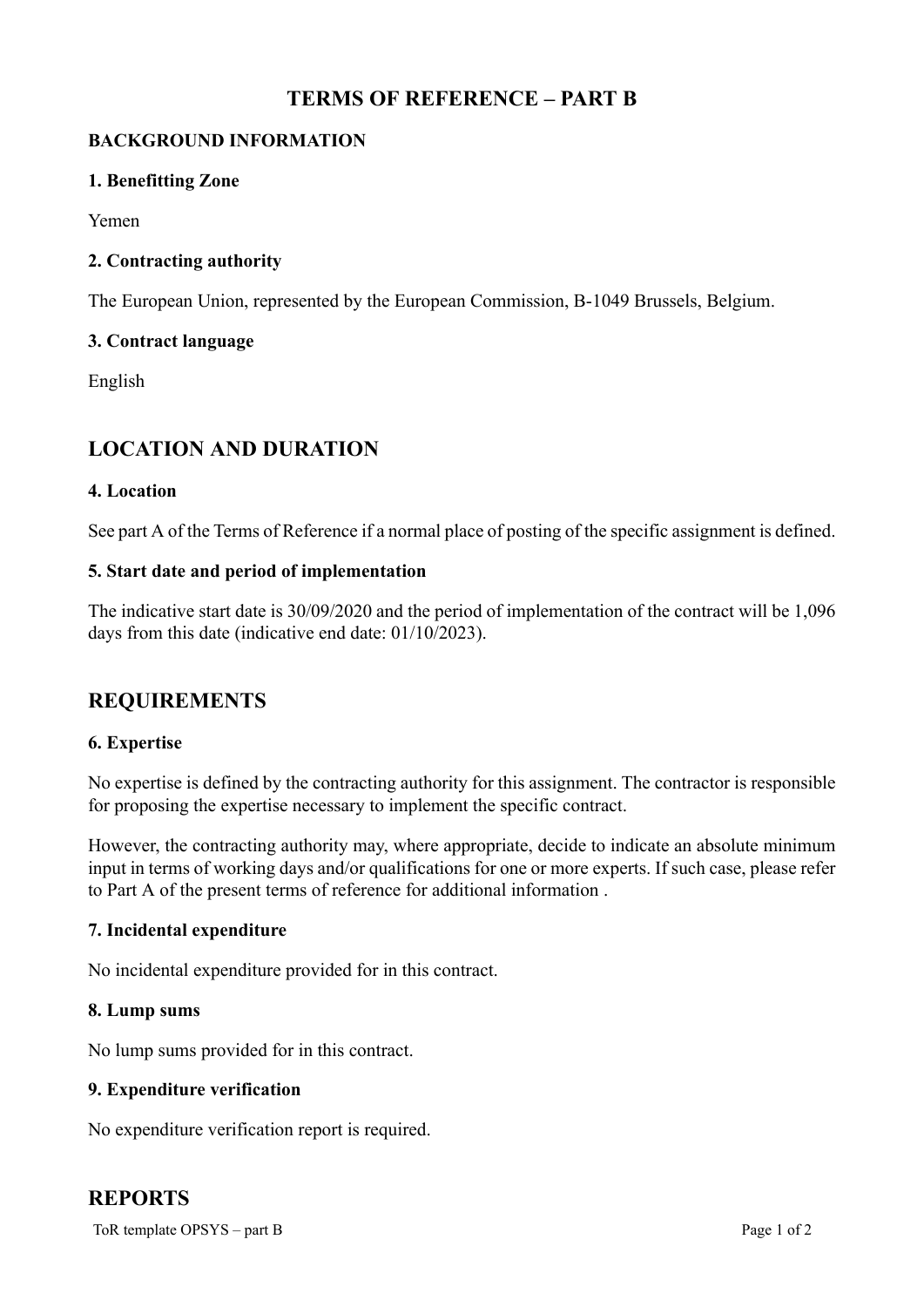# TERMS OF REFERENCE – PART B

## BACKGROUND INFORMATION

### 1. Benefitting Zone

Yemen

### 2. Contracting authority

The European Union, represented by the European Commission, B-1049 Brussels, Belgium.

### 3. Contract language

English

## LOCATION AND DURATION

### 4. Location

See part A of the Terms of Reference if a normal place of posting of the specific assignment is defined.

### 5. Start date and period of implementation

The indicative start date is 30/09/2020 and the period of implementation of the contract will be 1,096 days from this date (indicative end date: 01/10/2023).

## REQUIREMENTS

### 6. Expertise

No expertise is defined by the contracting authority for this assignment. The contractor is responsible for proposing the expertise necessary to implement the specific contract.

However, the contracting authority may, where appropriate, decide to indicate an absolute minimum input in terms of working days and/or qualifications for one or more experts. If such case, please refer to Part A of the present terms of reference for additional information .

### 7. Incidental expenditure

No incidental expenditure provided for in this contract.

### 8. Lump sums

No lump sums provided for in this contract.

### 9. Expenditure verification

No expenditure verification report is required.

## REPORTS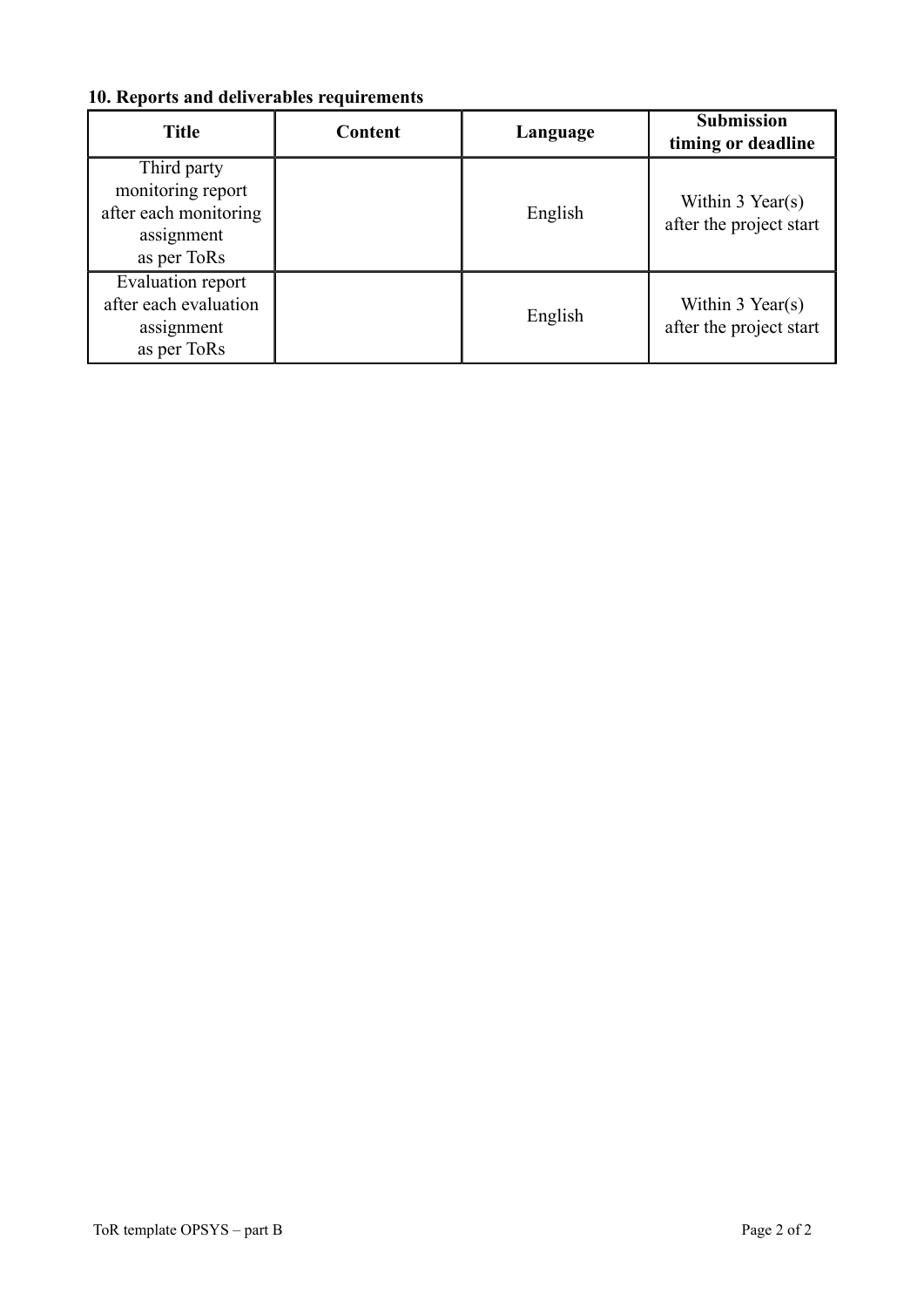**10. Reports and deliverables requirements**

| Title | Content | Language | Submission timing or deadline |
|---|---|---|---|
| Third party monitoring report after each monitoring assignment as per ToRs | | English | Within 3 Year(s) after the project start |
| Evaluation report after each evaluation assignment as per ToRs | | English | Within 3 Year(s) after the project start |